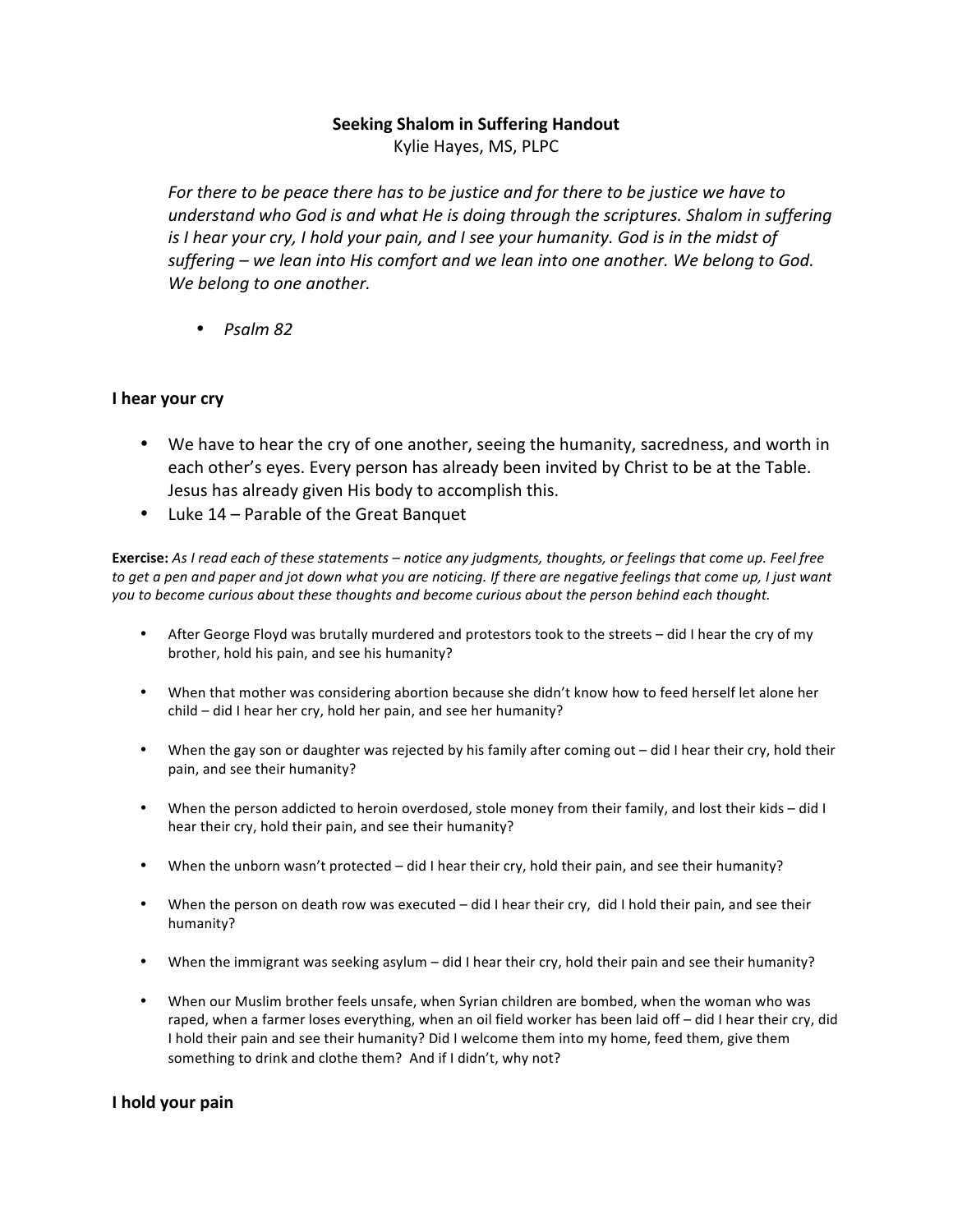# Seeking Shalom in Suffering Handout

Kylie Hayes, MS, PLPC

*For there to be peace there has to be justice and for there to be justice we have to understand who God is and what He is doing through the scriptures. Shalom in suffering is I hear your cry, I hold your pain, and I see your humanity. God is in the midst of suffering – we lean into His comfort and we lean into one another. We belong to God. We belong to one another.*

- *Psalm 82*

## I hear your cry

- We have to hear the cry of one another, seeing the humanity, sacredness, and worth in each other's eyes. Every person has already been invited by Christ to be at the Table. Jesus has already given His body to accomplish this.
- Luke 14 – Parable of the Great Banquet

**Exercise:** *As I read each of these statements – notice any judgments, thoughts, or feelings that come up. Feel free to get a pen and paper and jot down what you are noticing. If there are negative feelings that come up, I just want you to become curious about these thoughts and become curious about the person behind each thought.*

- After George Floyd was brutally murdered and protestors took to the streets – did I hear the cry of my brother, hold his pain, and see his humanity?
- When that mother was considering abortion because she didn't know how to feed herself let alone her child – did I hear her cry, hold her pain, and see her humanity?
- When the gay son or daughter was rejected by his family after coming out – did I hear their cry, hold their pain, and see their humanity?
- When the person addicted to heroin overdosed, stole money from their family, and lost their kids – did I hear their cry, hold their pain, and see their humanity?
- When the unborn wasn't protected – did I hear their cry, hold their pain, and see their humanity?
- When the person on death row was executed – did I hear their cry, did I hold their pain, and see their humanity?
- When the immigrant was seeking asylum – did I hear their cry, hold their pain and see their humanity?
- When our Muslim brother feels unsafe, when Syrian children are bombed, when the woman who was raped, when a farmer loses everything, when an oil field worker has been laid off – did I hear their cry, did I hold their pain and see their humanity? Did I welcome them into my home, feed them, give them something to drink and clothe them? And if I didn't, why not?

## I hold your pain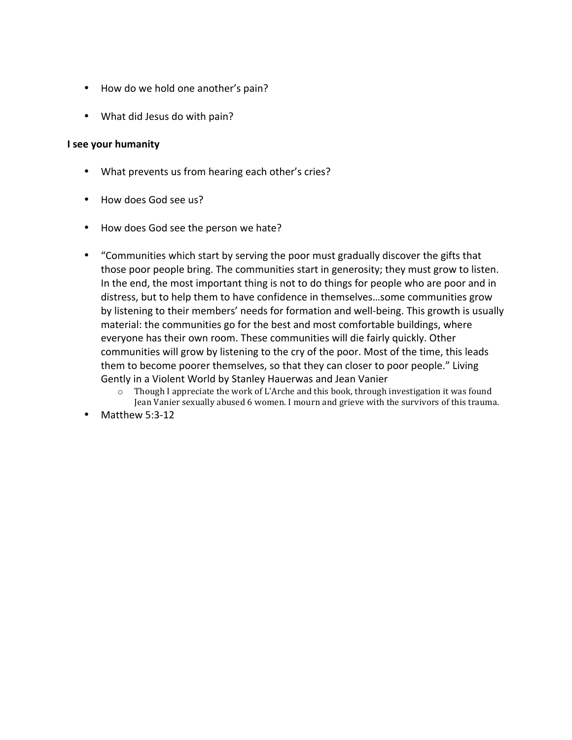- How do we hold one another's pain?
- What did Jesus do with pain?

**I see your humanity**

- What prevents us from hearing each other's cries?
- How does God see us?
- How does God see the person we hate?
- "Communities which start by serving the poor must gradually discover the gifts that those poor people bring. The communities start in generosity; they must grow to listen. In the end, the most important thing is not to do things for people who are poor and in distress, but to help them to have confidence in themselves…some communities grow by listening to their members' needs for formation and well-being. This growth is usually material: the communities go for the best and most comfortable buildings, where everyone has their own room. These communities will die fairly quickly. Other communities will grow by listening to the cry of the poor. Most of the time, this leads them to become poorer themselves, so that they can closer to poor people." Living Gently in a Violent World by Stanley Hauerwas and Jean Vanier
    - Though I appreciate the work of L'Arche and this book, through investigation it was found Jean Vanier sexually abused 6 women. I mourn and grieve with the survivors of this trauma.
- Matthew 5:3-12